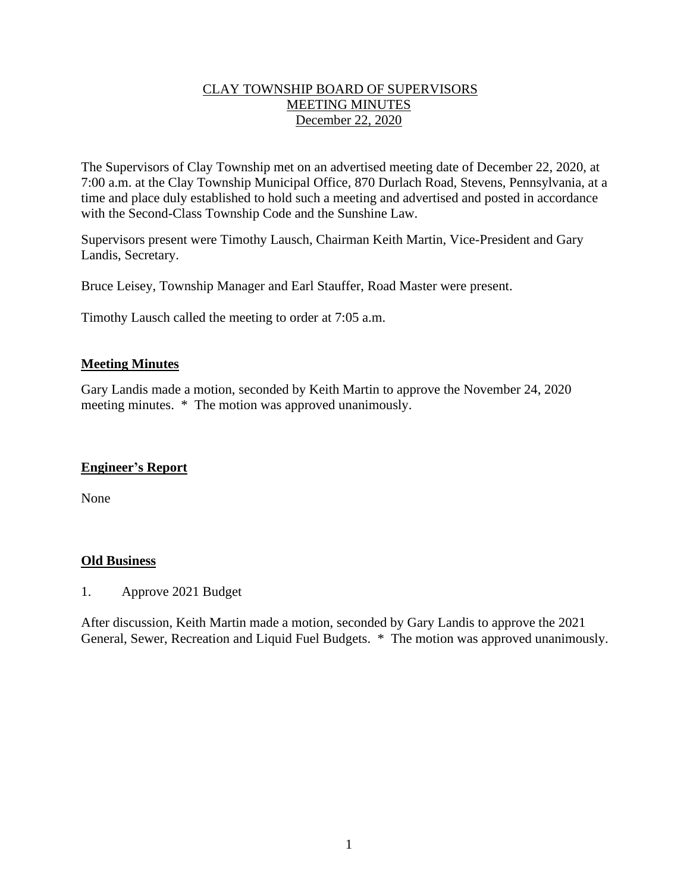CLAY TOWNSHIP BOARD OF SUPERVISORS
MEETING MINUTES
December 22, 2020

The Supervisors of Clay Township met on an advertised meeting date of December 22, 2020, at 7:00 a.m. at the Clay Township Municipal Office, 870 Durlach Road, Stevens, Pennsylvania, at a time and place duly established to hold such a meeting and advertised and posted in accordance with the Second-Class Township Code and the Sunshine Law.

Supervisors present were Timothy Lausch, Chairman Keith Martin, Vice-President and Gary Landis, Secretary.

Bruce Leisey, Township Manager and Earl Stauffer, Road Master were present.

Timothy Lausch called the meeting to order at 7:05 a.m.

## Meeting Minutes

Gary Landis made a motion, seconded by Keith Martin to approve the November 24, 2020 meeting minutes. * The motion was approved unanimously.

## Engineer's Report

None

## Old Business

1. Approve 2021 Budget

After discussion, Keith Martin made a motion, seconded by Gary Landis to approve the 2021 General, Sewer, Recreation and Liquid Fuel Budgets. * The motion was approved unanimously.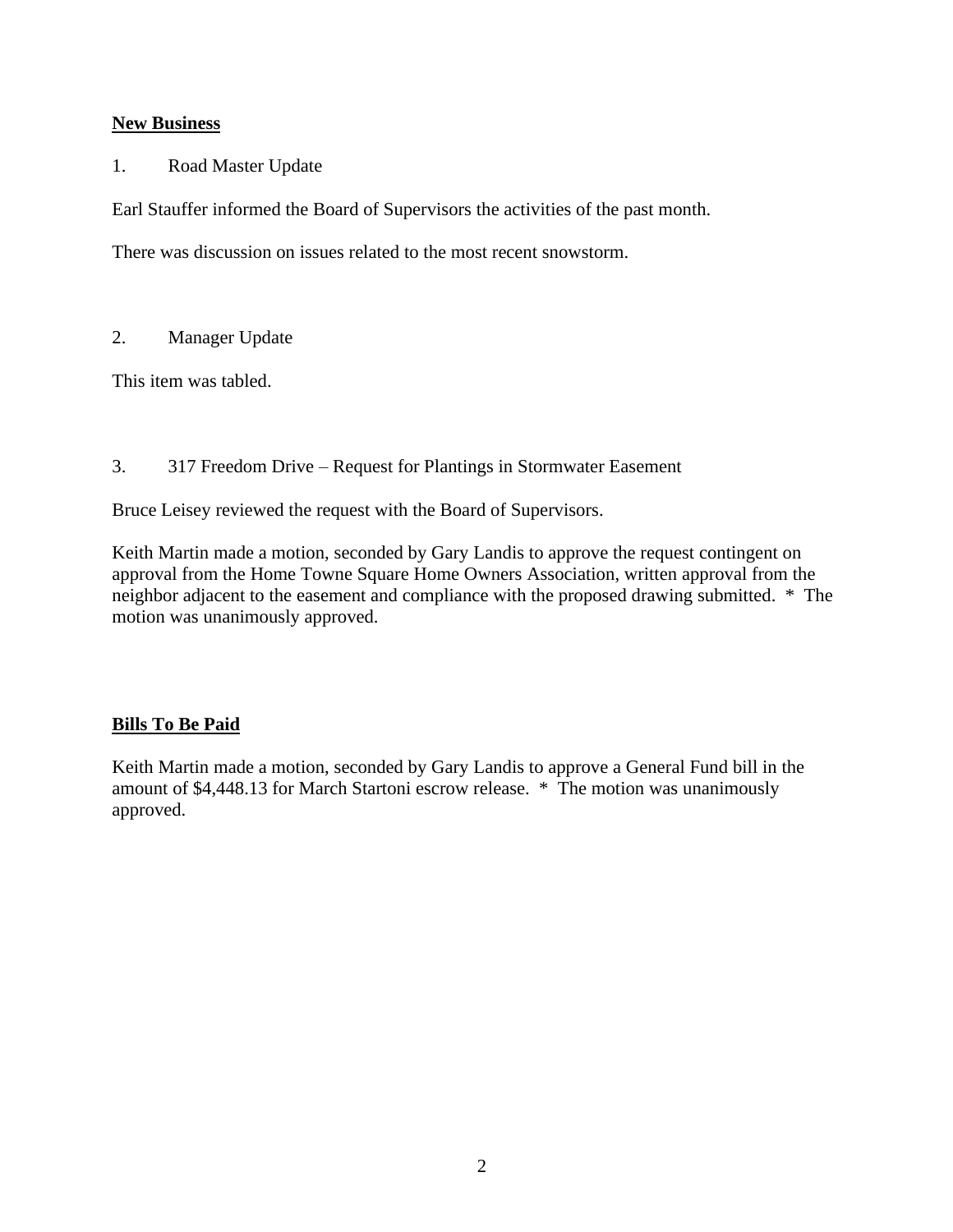## New Business

1. Road Master Update

Earl Stauffer informed the Board of Supervisors the activities of the past month.

There was discussion on issues related to the most recent snowstorm.

2. Manager Update

This item was tabled.

3. 317 Freedom Drive – Request for Plantings in Stormwater Easement

Bruce Leisey reviewed the request with the Board of Supervisors.

Keith Martin made a motion, seconded by Gary Landis to approve the request contingent on approval from the Home Towne Square Home Owners Association, written approval from the neighbor adjacent to the easement and compliance with the proposed drawing submitted. * The motion was unanimously approved.

## Bills To Be Paid

Keith Martin made a motion, seconded by Gary Landis to approve a General Fund bill in the amount of $4,448.13 for March Startoni escrow release. * The motion was unanimously approved.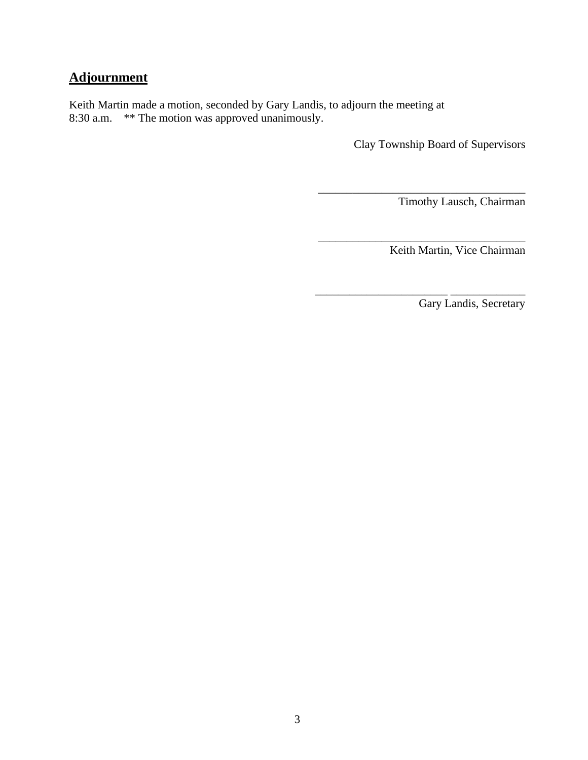## Adjournment

Keith Martin made a motion, seconded by Gary Landis, to adjourn the meeting at 8:30 a.m. ** The motion was approved unanimously.

Clay Township Board of Supervisors

_____________________________________
Timothy Lausch, Chairman

_____________________________________
Keith Martin, Vice Chairman

_______________________ _____________
Gary Landis, Secretary